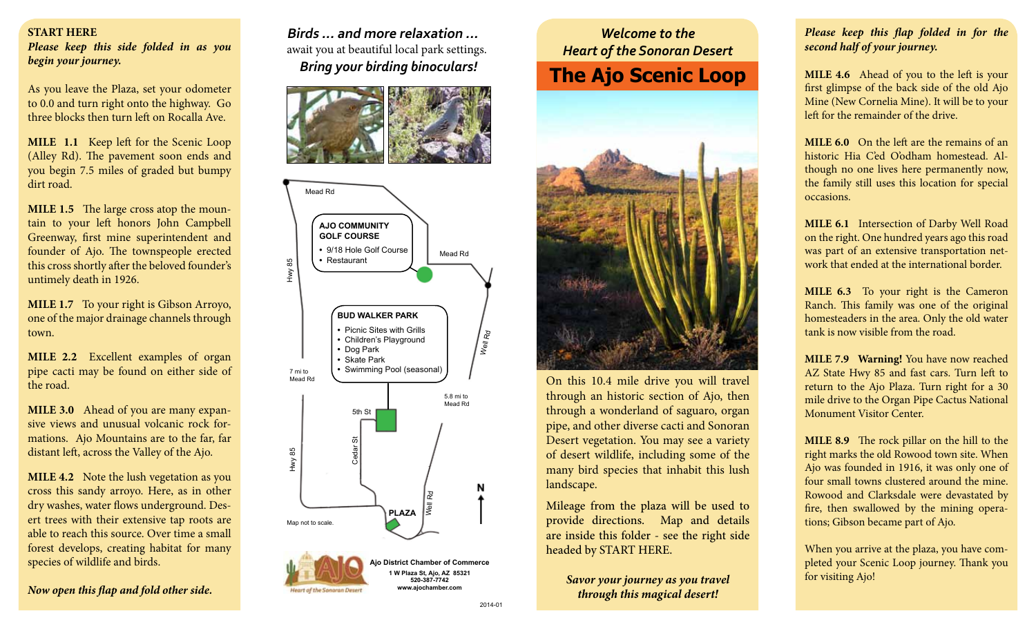**START HERE**

***Please keep this side folded in as you begin your journey.***

As you leave the Plaza, set your odometer to 0.0 and turn right onto the highway. Go three blocks then turn left on Rocalla Ave.

**MILE 1.1** Keep left for the Scenic Loop (Alley Rd). The pavement soon ends and you begin 7.5 miles of graded but bumpy dirt road.

**MILE 1.5** The large cross atop the mountain to your left honors John Campbell Greenway, first mine superintendent and founder of Ajo. The townspeople erected this cross shortly after the beloved founder's untimely death in 1926.

**MILE 1.7** To your right is Gibson Arroyo, one of the major drainage channels through town.

**MILE 2.2** Excellent examples of organ pipe cacti may be found on either side of the road.

**MILE 3.0** Ahead of you are many expansive views and unusual volcanic rock formations. Ajo Mountains are to the far, far distant left, across the Valley of the Ajo.

**MILE 4.2** Note the lush vegetation as you cross this sandy arroyo. Here, as in other dry washes, water flows underground. Desert trees with their extensive tap roots are able to reach this source. Over time a small forest develops, creating habitat for many species of wildlife and birds.

***Now open this flap and fold other side.***

***Birds ... and more relaxation ...***
await you at beautiful local park settings.
***Bring your birding binoculars!***

Mead Rd

**AJO COMMUNITY GOLF COURSE**
- 9/18 Hole Golf Course
- Restaurant

Mead Rd

Hwy 85

**BUD WALKER PARK**
- Picnic Sites with Grills
- Children's Playground
- Dog Park
- Skate Park
- Swimming Pool (seasonal)

Well Rd

7 mi to Mead Rd

5.8 mi to Mead Rd

5th St

Cedar St

Hwy 85

Well Rd

PLAZA

N

Map not to scale.

Ajo District Chamber of Commerce
1 W Plaza St, Ajo, AZ 85321
520-387-7742
www.ajochamber.com

Heart of the Sonoran Desert

2014-01

***Welcome to the Heart of the Sonoran Desert***

# The Ajo Scenic Loop

On this 10.4 mile drive you will travel through an historic section of Ajo, then through a wonderland of saguaro, organ pipe, and other diverse cacti and Sonoran Desert vegetation. You may see a variety of desert wildlife, including some of the many bird species that inhabit this lush landscape.

Mileage from the plaza will be used to provide directions. Map and details are inside this folder - see the right side headed by START HERE.

***Savor your journey as you travel through this magical desert!***

***Please keep this flap folded in for the second half of your journey.***

**MILE 4.6** Ahead of you to the left is your first glimpse of the back side of the old Ajo Mine (New Cornelia Mine). It will be to your left for the remainder of the drive.

**MILE 6.0** On the left are the remains of an historic Hia C'ed O'odham homestead. Although no one lives here permanently now, the family still uses this location for special occasions.

**MILE 6.1** Intersection of Darby Well Road on the right. One hundred years ago this road was part of an extensive transportation network that ended at the international border.

**MILE 6.3** To your right is the Cameron Ranch. This family was one of the original homesteaders in the area. Only the old water tank is now visible from the road.

**MILE 7.9 Warning!** You have now reached AZ State Hwy 85 and fast cars. Turn left to return to the Ajo Plaza. Turn right for a 30 mile drive to the Organ Pipe Cactus National Monument Visitor Center.

**MILE 8.9** The rock pillar on the hill to the right marks the old Rowood town site. When Ajo was founded in 1916, it was only one of four small towns clustered around the mine. Rowood and Clarksdale were devastated by fire, then swallowed by the mining operations; Gibson became part of Ajo.

When you arrive at the plaza, you have completed your Scenic Loop journey. Thank you for visiting Ajo!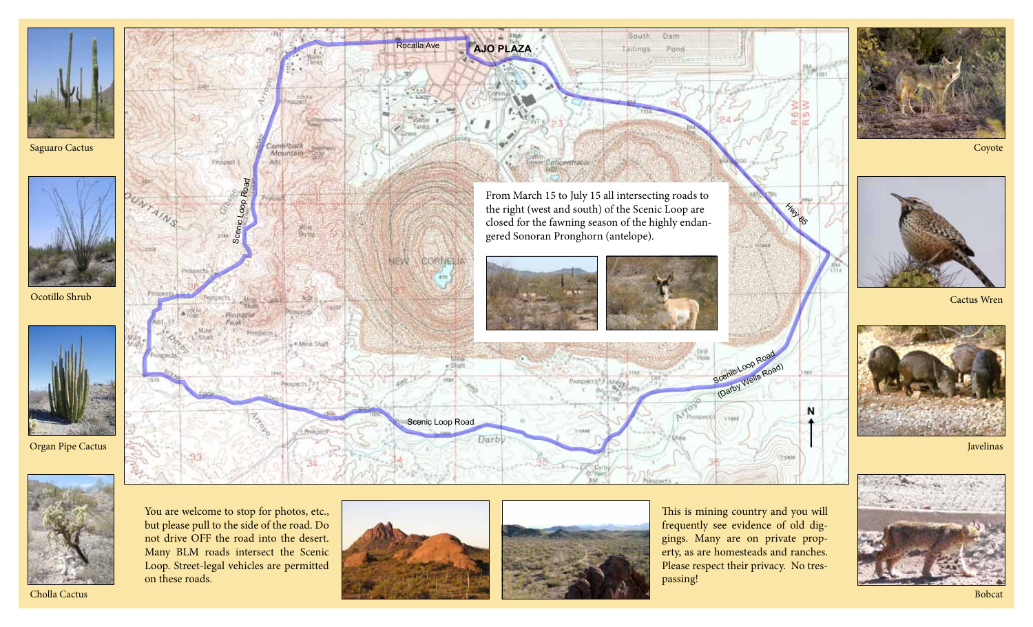Saguaro Cactus

Ocotillo Shrub

Organ Pipe Cactus

Cholla Cactus

Coyote

Cactus Wren

Javelinas

Bobcat

Rocalla Ave

AJO PLAZA

Scenic Loop Road

Hwy 85

Scenic Loop Road (Darby Wells Road)

Scenic Loop Road

N

From March 15 to July 15 all intersecting roads to the right (west and south) of the Scenic Loop are closed for the fawning season of the highly endangered Sonoran Pronghorn (antelope).

You are welcome to stop for photos, etc., but please pull to the side of the road. Do not drive OFF the road into the desert. Many BLM roads intersect the Scenic Loop. Street-legal vehicles are permitted on these roads.

This is mining country and you will frequently see evidence of old diggings. Many are on private property, as are homesteads and ranches. Please respect their privacy. No trespassing!